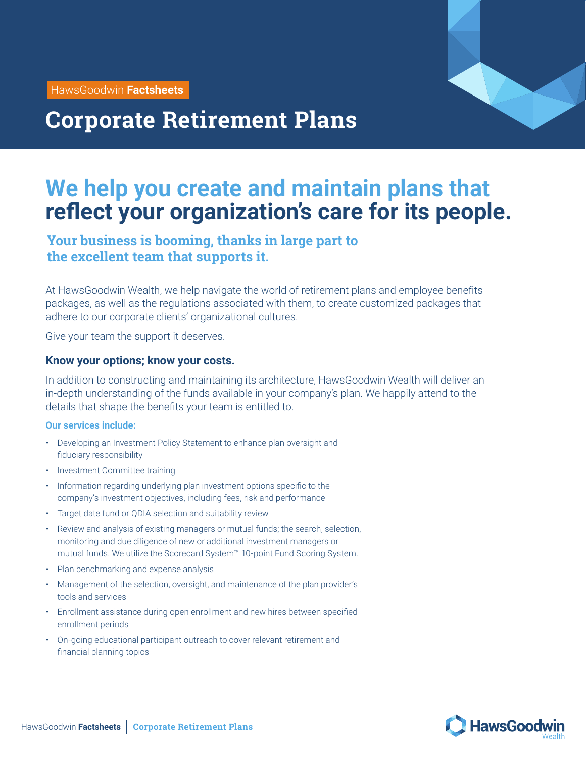HawsGoodwin **Factsheets**

# Corporate Retirement Plans

## We help you create and maintain plans that reflect your organization's care for its people.

### Your business is booming, thanks in large part to the excellent team that supports it.

At HawsGoodwin Wealth, we help navigate the world of retirement plans and employee benefits packages, as well as the regulations associated with them, to create customized packages that adhere to our corporate clients' organizational cultures.

Give your team the support it deserves.

### Know your options; know your costs.

In addition to constructing and maintaining its architecture, HawsGoodwin Wealth will deliver an in-depth understanding of the funds available in your company's plan. We happily attend to the details that shape the benefits your team is entitled to.

**Our services include:**

- Developing an Investment Policy Statement to enhance plan oversight and fiduciary responsibility
- Investment Committee training
- Information regarding underlying plan investment options specific to the company's investment objectives, including fees, risk and performance
- Target date fund or QDIA selection and suitability review
- Review and analysis of existing managers or mutual funds; the search, selection, monitoring and due diligence of new or additional investment managers or mutual funds. We utilize the Scorecard System™ 10-point Fund Scoring System.
- Plan benchmarking and expense analysis
- Management of the selection, oversight, and maintenance of the plan provider's tools and services
- Enrollment assistance during open enrollment and new hires between specified enrollment periods
- On-going educational participant outreach to cover relevant retirement and financial planning topics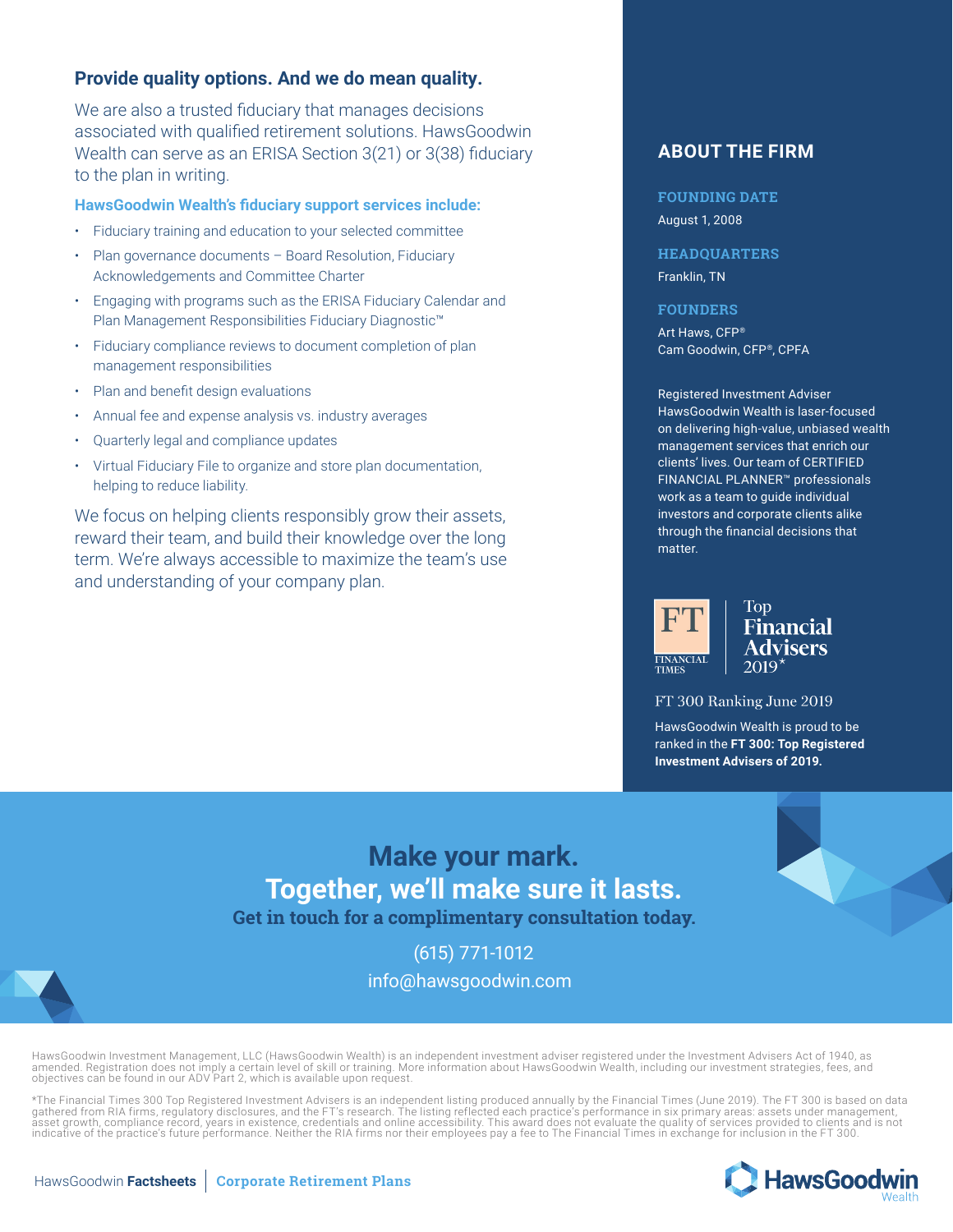## Provide quality options. And we do mean quality.

We are also a trusted fiduciary that manages decisions associated with qualified retirement solutions. HawsGoodwin Wealth can serve as an ERISA Section 3(21) or 3(38) fiduciary to the plan in writing.

### HawsGoodwin Wealth's fiduciary support services include:

- Fiduciary training and education to your selected committee
- Plan governance documents – Board Resolution, Fiduciary Acknowledgements and Committee Charter
- Engaging with programs such as the ERISA Fiduciary Calendar and Plan Management Responsibilities Fiduciary Diagnostic™
- Fiduciary compliance reviews to document completion of plan management responsibilities
- Plan and benefit design evaluations
- Annual fee and expense analysis vs. industry averages
- Quarterly legal and compliance updates
- Virtual Fiduciary File to organize and store plan documentation, helping to reduce liability.

We focus on helping clients responsibly grow their assets, reward their team, and build their knowledge over the long term. We're always accessible to maximize the team's use and understanding of your company plan.

## ABOUT THE FIRM

**FOUNDING DATE**

August 1, 2008

**HEADQUARTERS**

Franklin, TN

**FOUNDERS**

Art Haws, CFP®
Cam Goodwin, CFP®, CPFA

Registered Investment Adviser HawsGoodwin Wealth is laser-focused on delivering high-value, unbiased wealth management services that enrich our clients' lives. Our team of CERTIFIED FINANCIAL PLANNER™ professionals work as a team to guide individual investors and corporate clients alike through the financial decisions that matter.

FT FINANCIAL TIMES | Top Financial Advisers 2019*

FT 300 Ranking June 2019

HawsGoodwin Wealth is proud to be ranked in the **FT 300: Top Registered Investment Advisers of 2019.**

## Make your mark. Together, we'll make sure it lasts.

**Get in touch for a complimentary consultation today.**

(615) 771-1012

info@hawsgoodwin.com

HawsGoodwin Investment Management, LLC (HawsGoodwin Wealth) is an independent investment adviser registered under the Investment Advisers Act of 1940, as amended. Registration does not imply a certain level of skill or training. More information about HawsGoodwin Wealth, including our investment strategies, fees, and objectives can be found in our ADV Part 2, which is available upon request.

*The Financial Times 300 Top Registered Investment Advisers is an independent listing produced annually by the Financial Times (June 2019). The FT 300 is based on data gathered from RIA firms, regulatory disclosures, and the FT's research. The listing reflected each practice's performance in six primary areas: assets under management, asset growth, compliance record, years in existence, credentials and online accessibility. This award does not evaluate the quality of services provided to clients and is not indicative of the practice's future performance. Neither the RIA firms nor their employees pay a fee to The Financial Times in exchange for inclusion in the FT 300.

HawsGoodwin **Factsheets** | Corporate Retirement Plans

HawsGoodwin Wealth